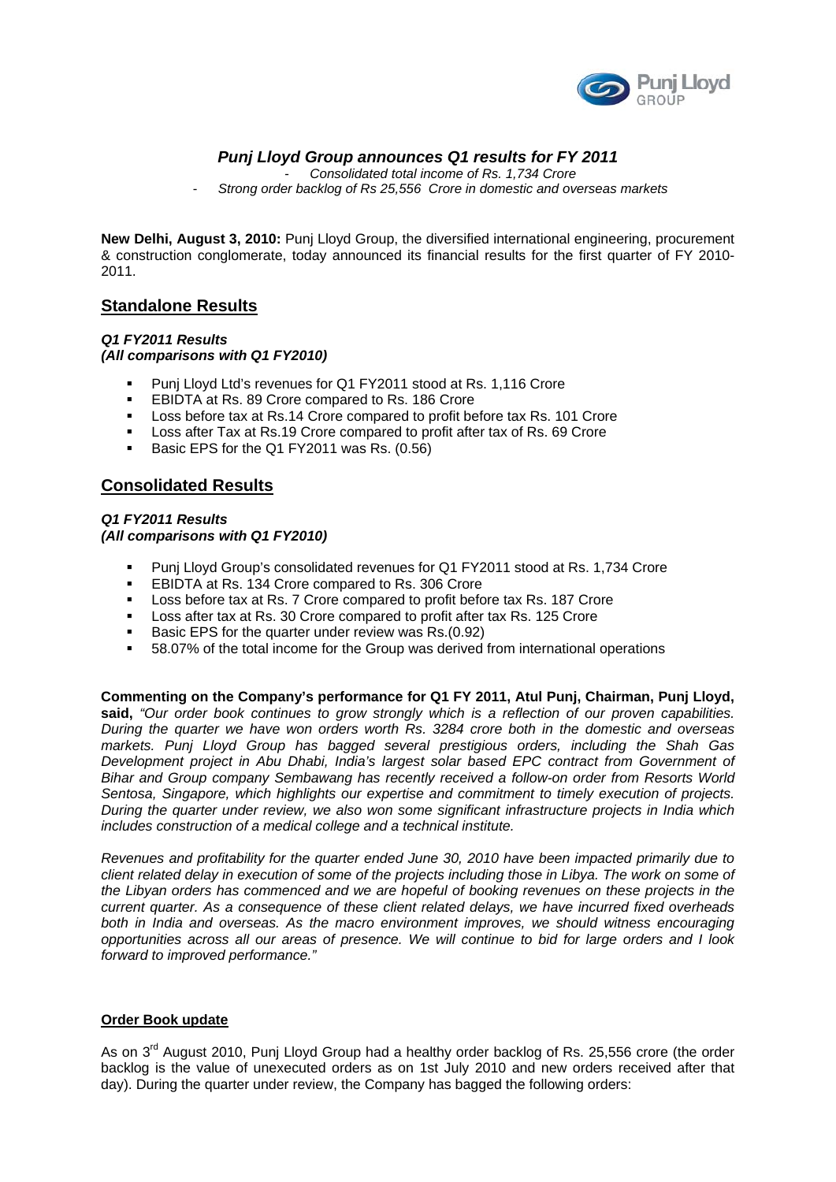# *Punj Lloyd Group announces Q1 results for FY 2011*

- *Consolidated total income of Rs. 1,734 Crore*
- *Strong order backlog of Rs 25,556 Crore in domestic and overseas markets*

**New Delhi, August 3, 2010:** Punj Lloyd Group, the diversified international engineering, procurement & construction conglomerate, today announced its financial results for the first quarter of FY 2010-2011.

## Standalone Results

***Q1 FY2011 Results***
***(All comparisons with Q1 FY2010)***

- Punj Lloyd Ltd's revenues for Q1 FY2011 stood at Rs. 1,116 Crore
- EBIDTA at Rs. 89 Crore compared to Rs. 186 Crore
- Loss before tax at Rs.14 Crore compared to profit before tax Rs. 101 Crore
- Loss after Tax at Rs.19 Crore compared to profit after tax of Rs. 69 Crore
- Basic EPS for the Q1 FY2011 was Rs. (0.56)

## Consolidated Results

***Q1 FY2011 Results***
***(All comparisons with Q1 FY2010)***

- Punj Lloyd Group's consolidated revenues for Q1 FY2011 stood at Rs. 1,734 Crore
- EBIDTA at Rs. 134 Crore compared to Rs. 306 Crore
- Loss before tax at Rs. 7 Crore compared to profit before tax Rs. 187 Crore
- Loss after tax at Rs. 30 Crore compared to profit after tax Rs. 125 Crore
- Basic EPS for the quarter under review was Rs.(0.92)
- 58.07% of the total income for the Group was derived from international operations

**Commenting on the Company's performance for Q1 FY 2011, Atul Punj, Chairman, Punj Lloyd, said,** *"Our order book continues to grow strongly which is a reflection of our proven capabilities. During the quarter we have won orders worth Rs. 3284 crore both in the domestic and overseas markets. Punj Lloyd Group has bagged several prestigious orders, including the Shah Gas Development project in Abu Dhabi, India's largest solar based EPC contract from Government of Bihar and Group company Sembawang has recently received a follow-on order from Resorts World Sentosa, Singapore, which highlights our expertise and commitment to timely execution of projects. During the quarter under review, we also won some significant infrastructure projects in India which includes construction of a medical college and a technical institute.*

*Revenues and profitability for the quarter ended June 30, 2010 have been impacted primarily due to client related delay in execution of some of the projects including those in Libya. The work on some of the Libyan orders has commenced and we are hopeful of booking revenues on these projects in the current quarter. As a consequence of these client related delays, we have incurred fixed overheads both in India and overseas. As the macro environment improves, we should witness encouraging opportunities across all our areas of presence. We will continue to bid for large orders and I look forward to improved performance."*

**Order Book update**

As on 3rd August 2010, Punj Lloyd Group had a healthy order backlog of Rs. 25,556 crore (the order backlog is the value of unexecuted orders as on 1st July 2010 and new orders received after that day). During the quarter under review, the Company has bagged the following orders: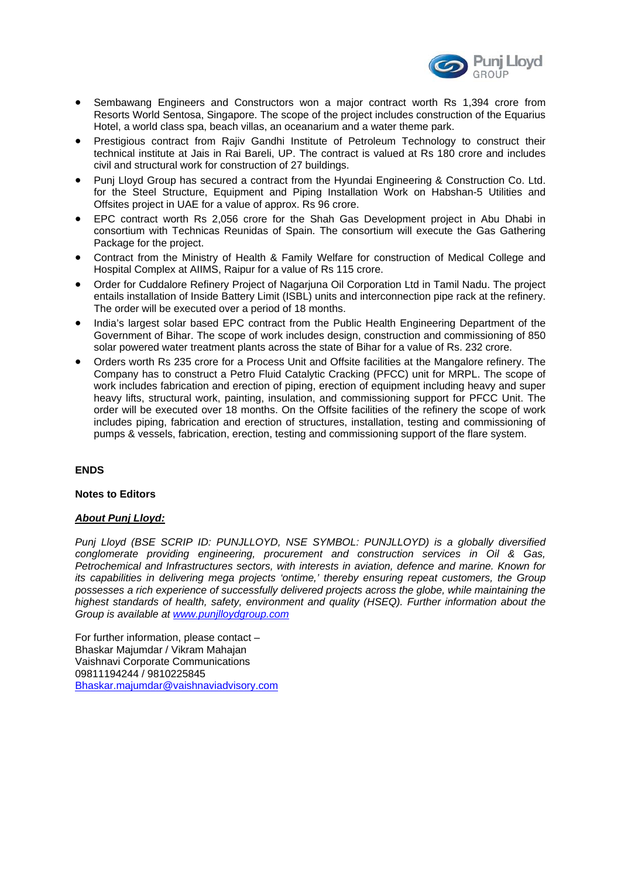- Sembawang Engineers and Constructors won a major contract worth Rs 1,394 crore from Resorts World Sentosa, Singapore. The scope of the project includes construction of the Equarius Hotel, a world class spa, beach villas, an oceanarium and a water theme park.
- Prestigious contract from Rajiv Gandhi Institute of Petroleum Technology to construct their technical institute at Jais in Rai Bareli, UP. The contract is valued at Rs 180 crore and includes civil and structural work for construction of 27 buildings.
- Punj Lloyd Group has secured a contract from the Hyundai Engineering & Construction Co. Ltd. for the Steel Structure, Equipment and Piping Installation Work on Habshan-5 Utilities and Offsites project in UAE for a value of approx. Rs 96 crore.
- EPC contract worth Rs 2,056 crore for the Shah Gas Development project in Abu Dhabi in consortium with Technicas Reunidas of Spain. The consortium will execute the Gas Gathering Package for the project.
- Contract from the Ministry of Health & Family Welfare for construction of Medical College and Hospital Complex at AIIMS, Raipur for a value of Rs 115 crore.
- Order for Cuddalore Refinery Project of Nagarjuna Oil Corporation Ltd in Tamil Nadu. The project entails installation of Inside Battery Limit (ISBL) units and interconnection pipe rack at the refinery. The order will be executed over a period of 18 months.
- India's largest solar based EPC contract from the Public Health Engineering Department of the Government of Bihar. The scope of work includes design, construction and commissioning of 850 solar powered water treatment plants across the state of Bihar for a value of Rs. 232 crore.
- Orders worth Rs 235 crore for a Process Unit and Offsite facilities at the Mangalore refinery. The Company has to construct a Petro Fluid Catalytic Cracking (PFCC) unit for MRPL. The scope of work includes fabrication and erection of piping, erection of equipment including heavy and super heavy lifts, structural work, painting, insulation, and commissioning support for PFCC Unit. The order will be executed over 18 months. On the Offsite facilities of the refinery the scope of work includes piping, fabrication and erection of structures, installation, testing and commissioning of pumps & vessels, fabrication, erection, testing and commissioning support of the flare system.

**ENDS**

**Notes to Editors**

***About Punj Lloyd:***

*Punj Lloyd (BSE SCRIP ID: PUNJLLOYD, NSE SYMBOL: PUNJLLOYD) is a globally diversified conglomerate providing engineering, procurement and construction services in Oil & Gas, Petrochemical and Infrastructures sectors, with interests in aviation, defence and marine. Known for its capabilities in delivering mega projects 'ontime,' thereby ensuring repeat customers, the Group possesses a rich experience of successfully delivered projects across the globe, while maintaining the highest standards of health, safety, environment and quality (HSEQ). Further information about the Group is available at [www.punjlloydgroup.com](http://www.punjlloydgroup.com)*

For further information, please contact –
Bhaskar Majumdar / Vikram Mahajan
Vaishnavi Corporate Communications
09811194244 / 9810225845
[Bhaskar.majumdar@vaishnaviadvisory.com](mailto:Bhaskar.majumdar@vaishnaviadvisory.com)